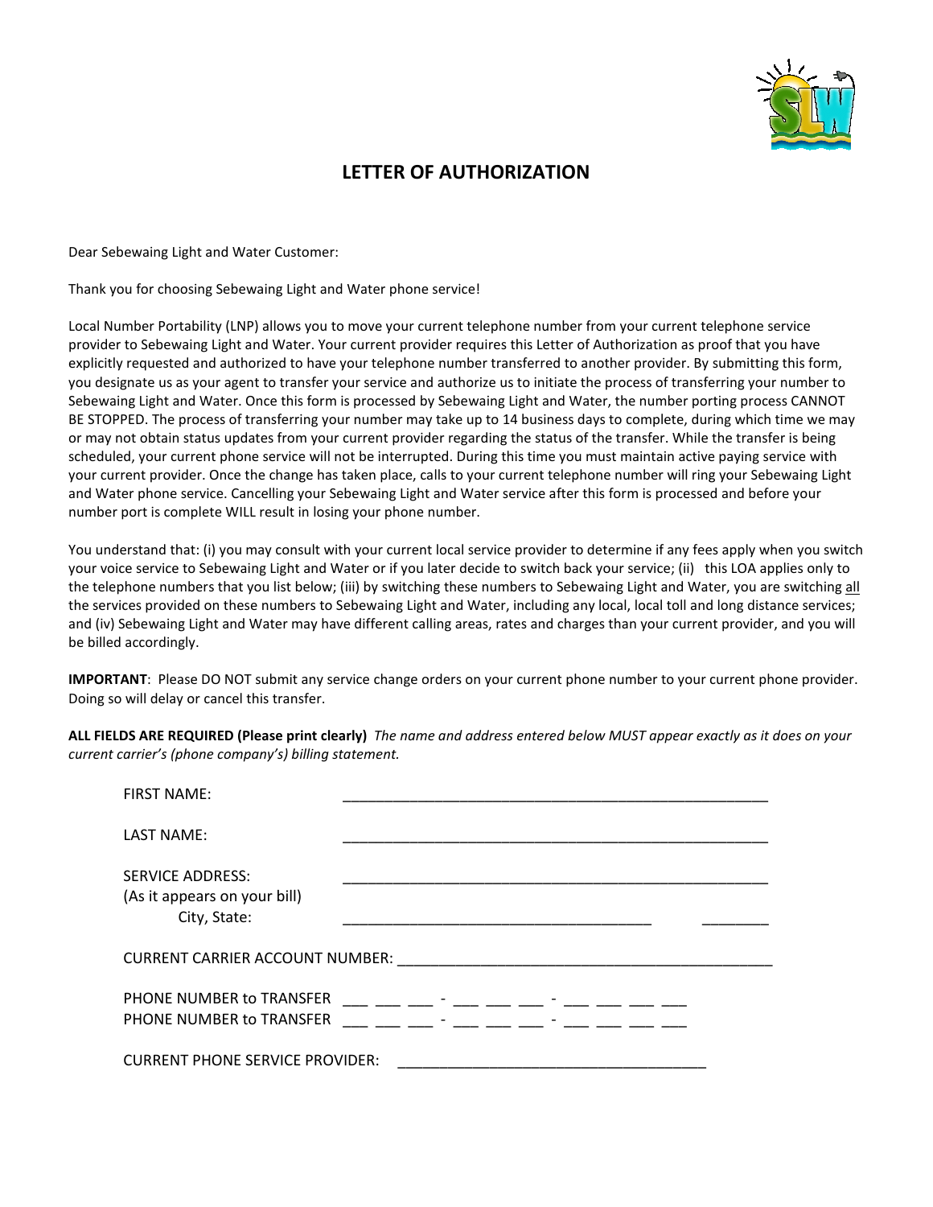# LETTER OF AUTHORIZATION

Dear Sebewaing Light and Water Customer:

Thank you for choosing Sebewaing Light and Water phone service!

Local Number Portability (LNP) allows you to move your current telephone number from your current telephone service provider to Sebewaing Light and Water. Your current provider requires this Letter of Authorization as proof that you have explicitly requested and authorized to have your telephone number transferred to another provider. By submitting this form, you designate us as your agent to transfer your service and authorize us to initiate the process of transferring your number to Sebewaing Light and Water. Once this form is processed by Sebewaing Light and Water, the number porting process CANNOT BE STOPPED. The process of transferring your number may take up to 14 business days to complete, during which time we may or may not obtain status updates from your current provider regarding the status of the transfer. While the transfer is being scheduled, your current phone service will not be interrupted. During this time you must maintain active paying service with your current provider. Once the change has taken place, calls to your current telephone number will ring your Sebewaing Light and Water phone service. Cancelling your Sebewaing Light and Water service after this form is processed and before your number port is complete WILL result in losing your phone number.

You understand that: (i) you may consult with your current local service provider to determine if any fees apply when you switch your voice service to Sebewaing Light and Water or if you later decide to switch back your service; (ii) this LOA applies only to the telephone numbers that you list below; (iii) by switching these numbers to Sebewaing Light and Water, you are switching all the services provided on these numbers to Sebewaing Light and Water, including any local, local toll and long distance services; and (iv) Sebewaing Light and Water may have different calling areas, rates and charges than your current provider, and you will be billed accordingly.

**IMPORTANT**: Please DO NOT submit any service change orders on your current phone number to your current phone provider. Doing so will delay or cancel this transfer.

**ALL FIELDS ARE REQUIRED (Please print clearly)** *The name and address entered below MUST appear exactly as it does on your current carrier's (phone company's) billing statement.*

FIRST NAME: ____________________________________________________

LAST NAME: ____________________________________________________

SERVICE ADDRESS: ____________________________________________________
(As it appears on your bill)
City, State: ____________________________________ ________

CURRENT CARRIER ACCOUNT NUMBER: ____________________________________________

PHONE NUMBER to TRANSFER ___ ___ ___ - ___ ___ ___ - ___ ___ ___ ___
PHONE NUMBER to TRANSFER ___ ___ ___ - ___ ___ ___ - ___ ___ ___ ___

CURRENT PHONE SERVICE PROVIDER: ____________________________________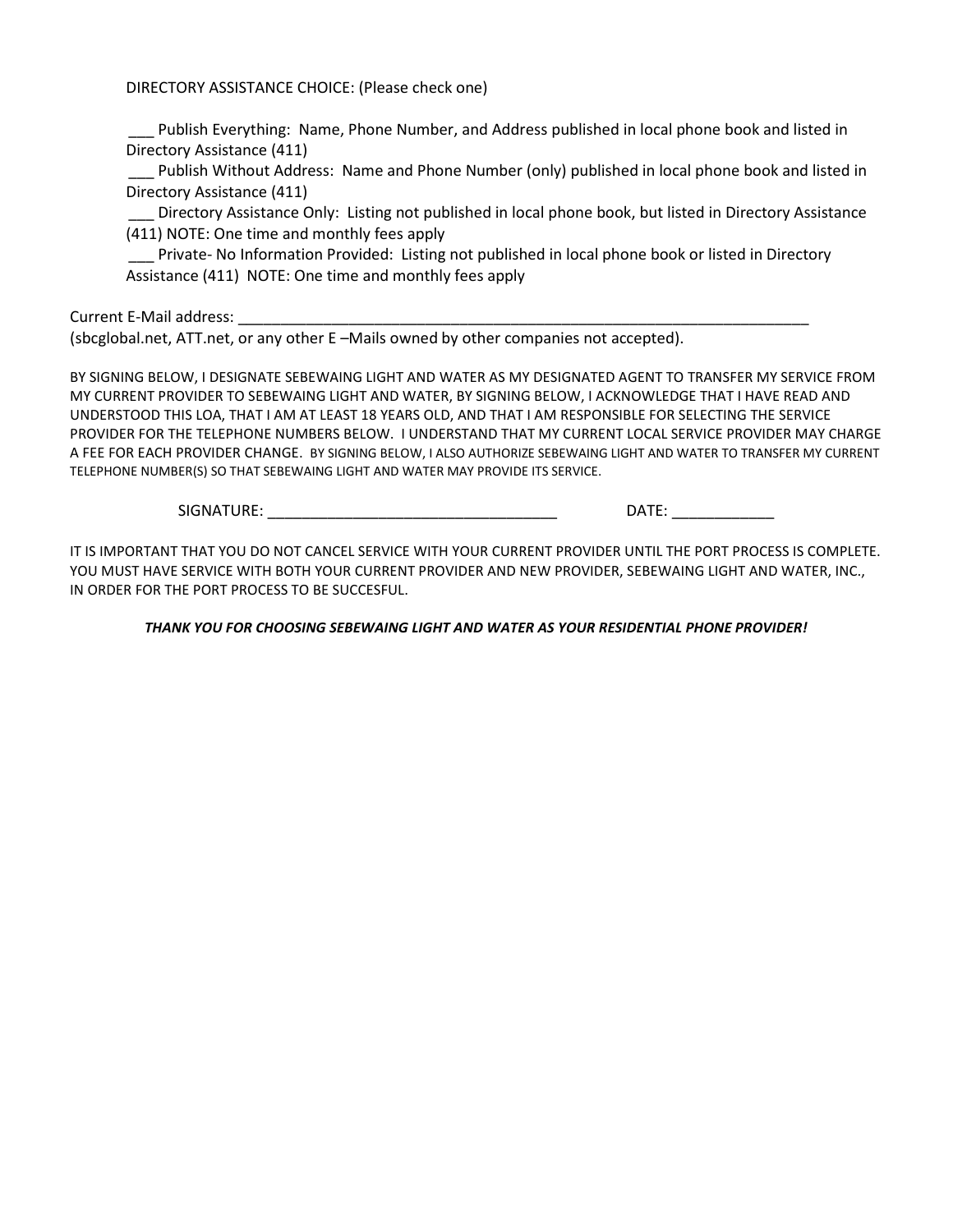DIRECTORY ASSISTANCE CHOICE: (Please check one)

___ Publish Everything: Name, Phone Number, and Address published in local phone book and listed in Directory Assistance (411)

___ Publish Without Address: Name and Phone Number (only) published in local phone book and listed in Directory Assistance (411)

___ Directory Assistance Only: Listing not published in local phone book, but listed in Directory Assistance (411) NOTE: One time and monthly fees apply

___ Private- No Information Provided: Listing not published in local phone book or listed in Directory Assistance (411) NOTE: One time and monthly fees apply

Current E-Mail address: ______________________________________________________________________

(sbcglobal.net, ATT.net, or any other E –Mails owned by other companies not accepted).

BY SIGNING BELOW, I DESIGNATE SEBEWAING LIGHT AND WATER AS MY DESIGNATED AGENT TO TRANSFER MY SERVICE FROM MY CURRENT PROVIDER TO SEBEWAING LIGHT AND WATER, BY SIGNING BELOW, I ACKNOWLEDGE THAT I HAVE READ AND UNDERSTOOD THIS LOA, THAT I AM AT LEAST 18 YEARS OLD, AND THAT I AM RESPONSIBLE FOR SELECTING THE SERVICE PROVIDER FOR THE TELEPHONE NUMBERS BELOW. I UNDERSTAND THAT MY CURRENT LOCAL SERVICE PROVIDER MAY CHARGE A FEE FOR EACH PROVIDER CHANGE. BY SIGNING BELOW, I ALSO AUTHORIZE SEBEWAING LIGHT AND WATER TO TRANSFER MY CURRENT TELEPHONE NUMBER(S) SO THAT SEBEWAING LIGHT AND WATER MAY PROVIDE ITS SERVICE.

SIGNATURE: __________________________________ DATE: ____________

IT IS IMPORTANT THAT YOU DO NOT CANCEL SERVICE WITH YOUR CURRENT PROVIDER UNTIL THE PORT PROCESS IS COMPLETE. YOU MUST HAVE SERVICE WITH BOTH YOUR CURRENT PROVIDER AND NEW PROVIDER, SEBEWAING LIGHT AND WATER, INC., IN ORDER FOR THE PORT PROCESS TO BE SUCCESFUL.

***THANK YOU FOR CHOOSING SEBEWAING LIGHT AND WATER AS YOUR RESIDENTIAL PHONE PROVIDER!***